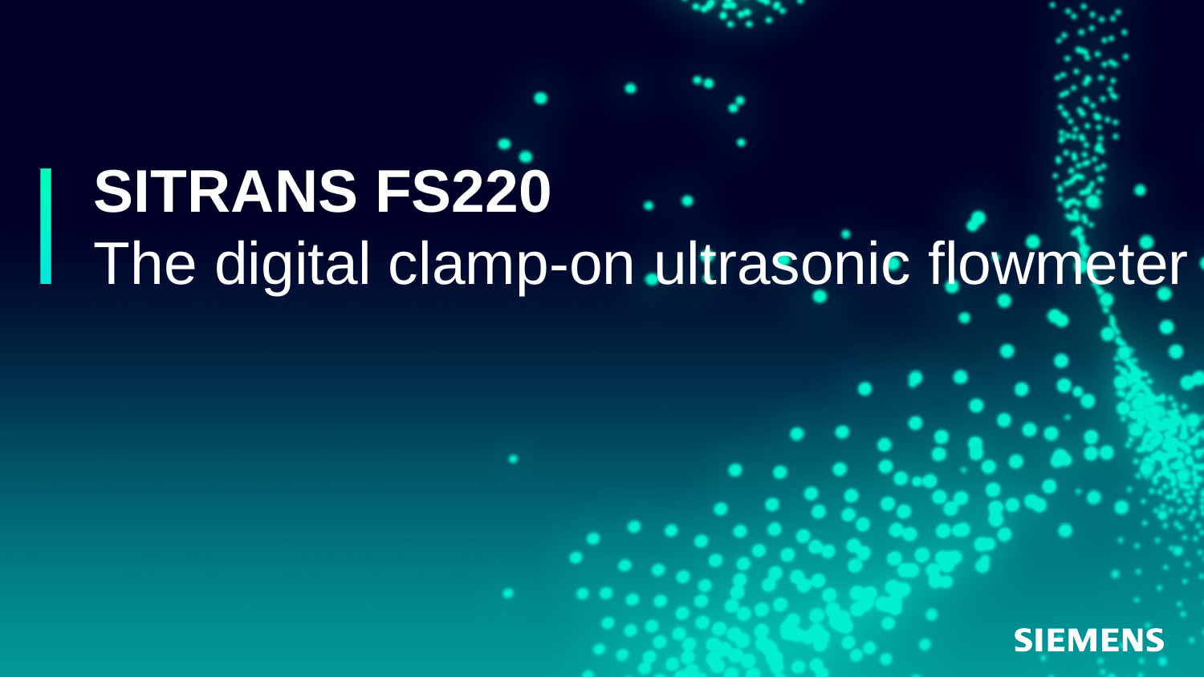# SITRANS FS220

The digital clamp-on ultrasonic flowmeter

SIEMENS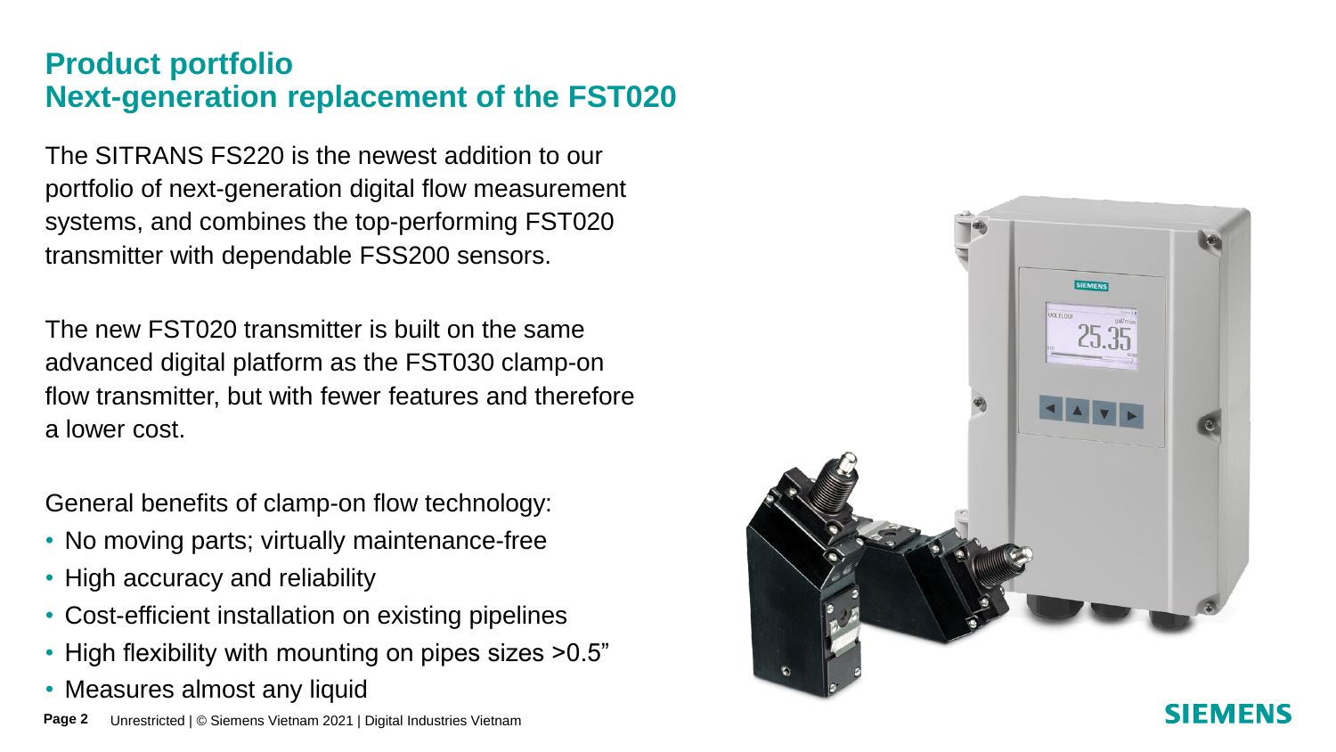## Product portfolio
## Next-generation replacement of the FST020

The SITRANS FS220 is the newest addition to our portfolio of next-generation digital flow measurement systems, and combines the top-performing FST020 transmitter with dependable FSS200 sensors.

The new FST020 transmitter is built on the same advanced digital platform as the FST030 clamp-on flow transmitter, but with fewer features and therefore a lower cost.

General benefits of clamp-on flow technology:

- No moving parts; virtually maintenance-free
- High accuracy and reliability
- Cost-efficient installation on existing pipelines
- High flexibility with mounting on pipes sizes >0.5”
- Measures almost any liquid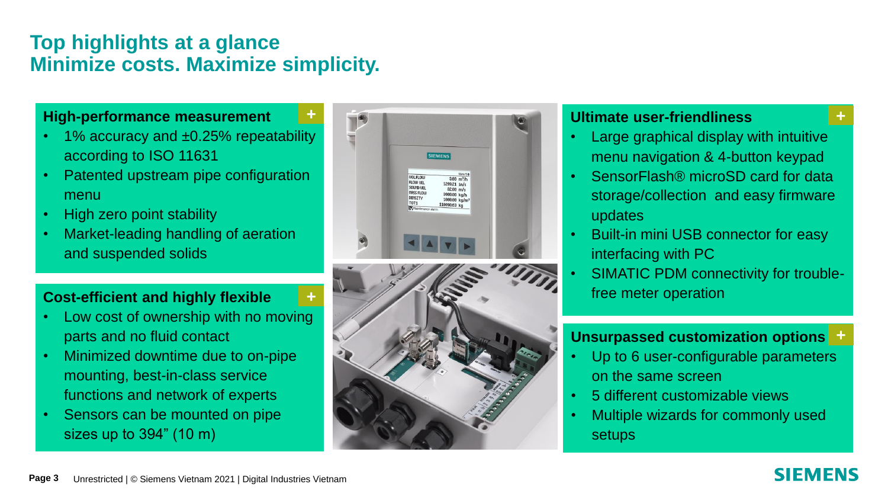# Top highlights at a glance
# Minimize costs. Maximize simplicity.

### High-performance measurement

- 1% accuracy and ±0.25% repeatability according to ISO 11631
- Patented upstream pipe configuration menu
- High zero point stability
- Market-leading handling of aeration and suspended solids

### Cost-efficient and highly flexible

- Low cost of ownership with no moving parts and no fluid contact
- Minimized downtime due to on-pipe mounting, best-in-class service functions and network of experts
- Sensors can be mounted on pipe sizes up to 394” (10 m)

### Ultimate user-friendliness

- Large graphical display with intuitive menu navigation & 4-button keypad
- SensorFlash® microSD card for data storage/collection and easy firmware updates
- Built-in mini USB connector for easy interfacing with PC
- SIMATIC PDM connectivity for trouble-free meter operation

### Unsurpassed customization options

- Up to 6 user-configurable parameters on the same screen
- 5 different customizable views
- Multiple wizards for commonly used setups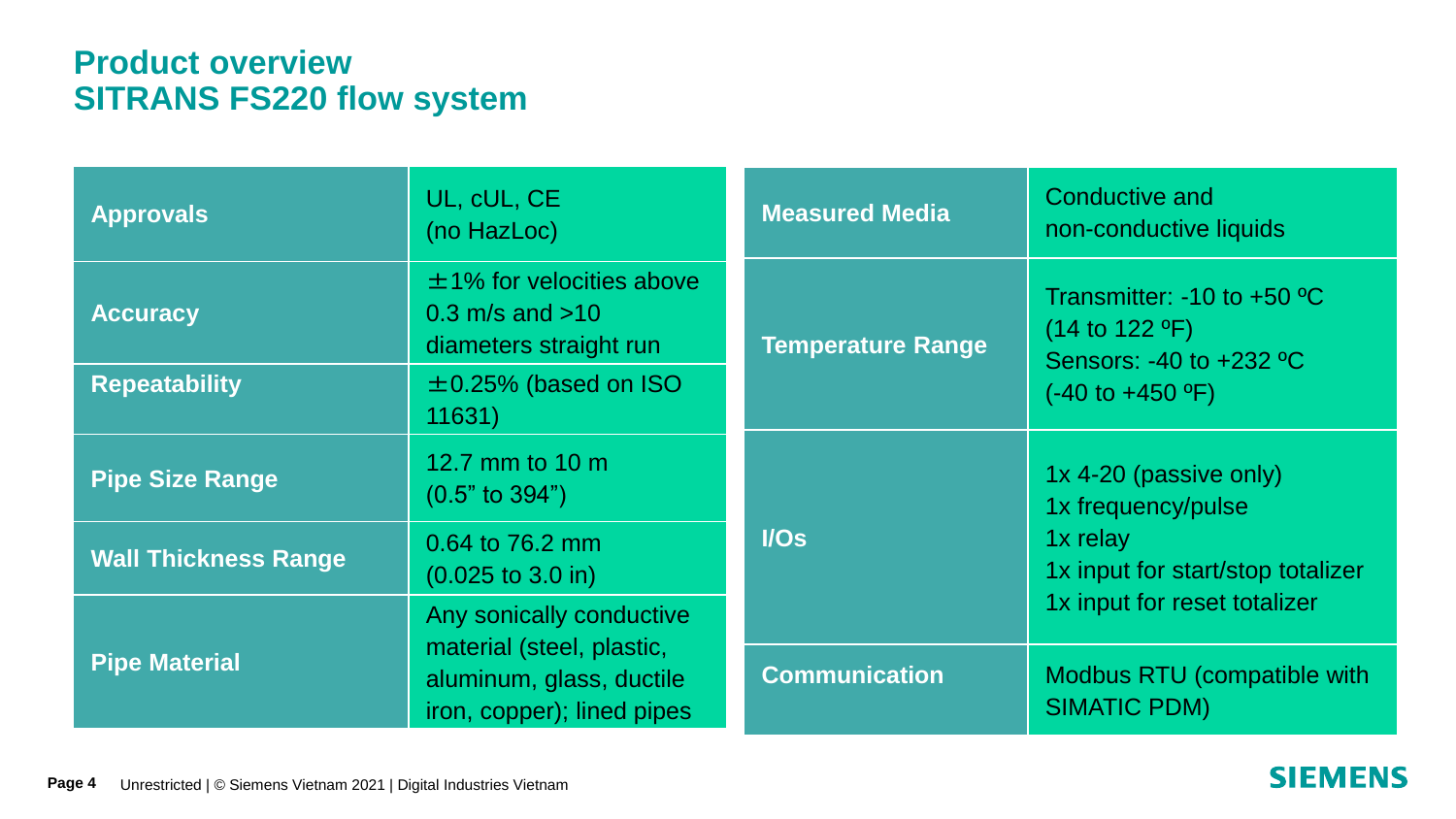## Product overview
## SITRANS FS220 flow system

| | |
|---|---|
| **Approvals** | UL, cUL, CE (no HazLoc) |
| **Accuracy** | ±1% for velocities above 0.3 m/s and >10 diameters straight run |
| **Repeatability** | ±0.25% (based on ISO 11631) |
| **Pipe Size Range** | 12.7 mm to 10 m (0.5” to 394”) |
| **Wall Thickness Range** | 0.64 to 76.2 mm (0.025 to 3.0 in) |
| **Pipe Material** | Any sonically conductive material (steel, plastic, aluminum, glass, ductile iron, copper); lined pipes |

| | |
|---|---|
| **Measured Media** | Conductive and non-conductive liquids |
| **Temperature Range** | Transmitter: -10 to +50 ºC (14 to 122 ºF)<br>Sensors: -40 to +232 ºC (-40 to +450 ºF) |
| **I/Os** | 1x 4-20 (passive only)<br>1x frequency/pulse<br>1x relay<br>1x input for start/stop totalizer<br>1x input for reset totalizer |
| **Communication** | Modbus RTU (compatible with SIMATIC PDM) |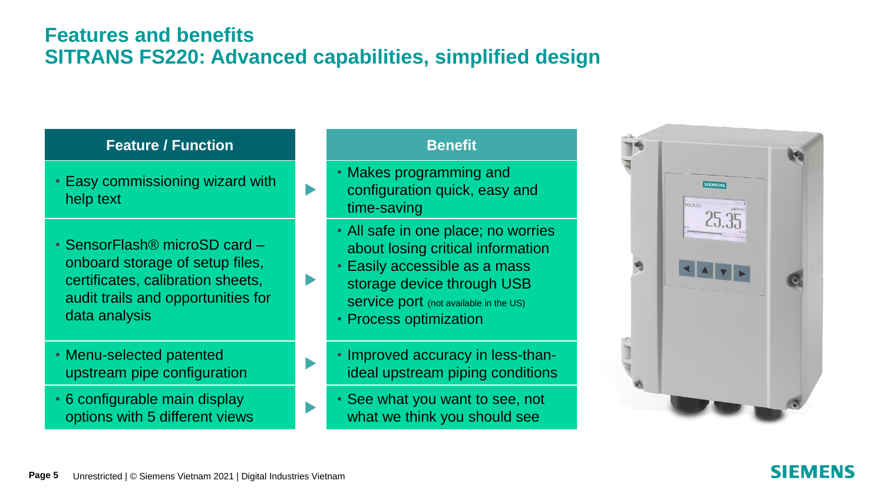# Features and benefits
## SITRANS FS220: Advanced capabilities, simplified design

| Feature / Function | Benefit |
| --- | --- |
| • Easy commissioning wizard with help text | • Makes programming and configuration quick, easy and time-saving |
| • SensorFlash® microSD card – onboard storage of setup files, certificates, calibration sheets, audit trails and opportunities for data analysis | • All safe in one place; no worries about losing critical information<br>• Easily accessible as a mass storage device through USB service port (not available in the US)<br>• Process optimization |
| • Menu-selected patented upstream pipe configuration | • Improved accuracy in less-than-ideal upstream piping conditions |
| • 6 configurable main display options with 5 different views | • See what you want to see, not what we think you should see |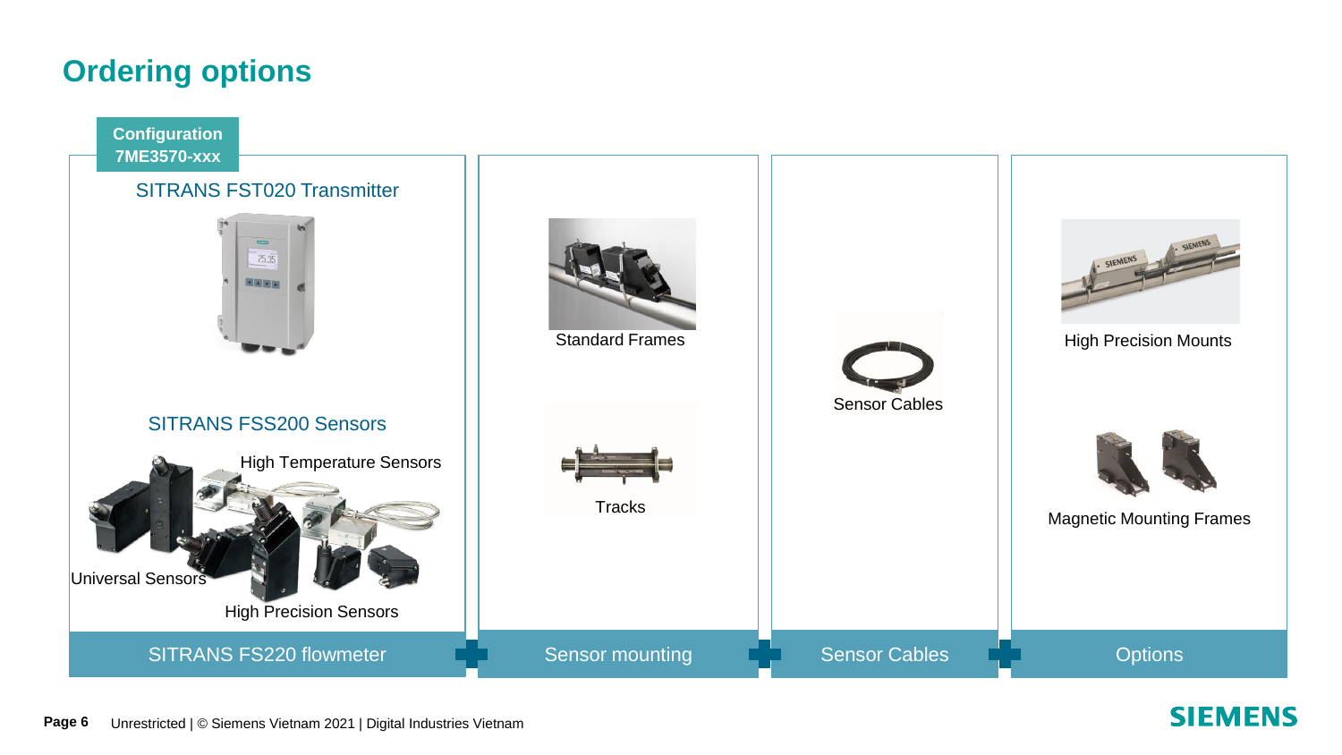# Ordering options

**Configuration 7ME3570-xxx**

## SITRANS FS220 flowmeter

SITRANS FST020 Transmitter

SITRANS FSS200 Sensors

- High Temperature Sensors
- Universal Sensors
- High Precision Sensors

## Sensor mounting

- Standard Frames
- Tracks

## Sensor Cables

- Sensor Cables

## Options

- High Precision Mounts
- Magnetic Mounting Frames

Unrestricted | © Siemens Vietnam 2021 | Digital Industries Vietnam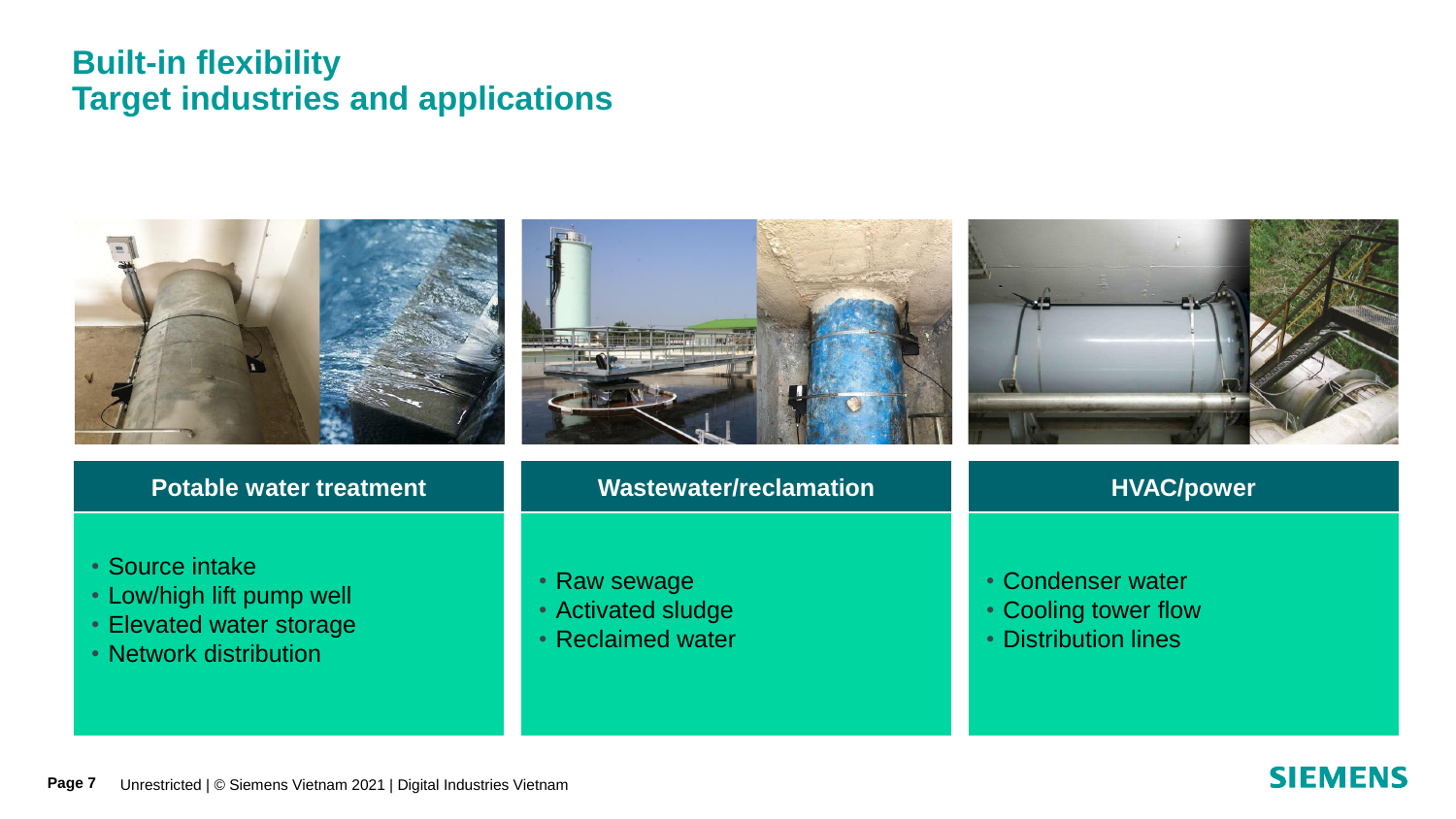# Built-in flexibility
## Target industries and applications

### Potable water treatment

- Source intake
- Low/high lift pump well
- Elevated water storage
- Network distribution

### Wastewater/reclamation

- Raw sewage
- Activated sludge
- Reclaimed water

### HVAC/power

- Condenser water
- Cooling tower flow
- Distribution lines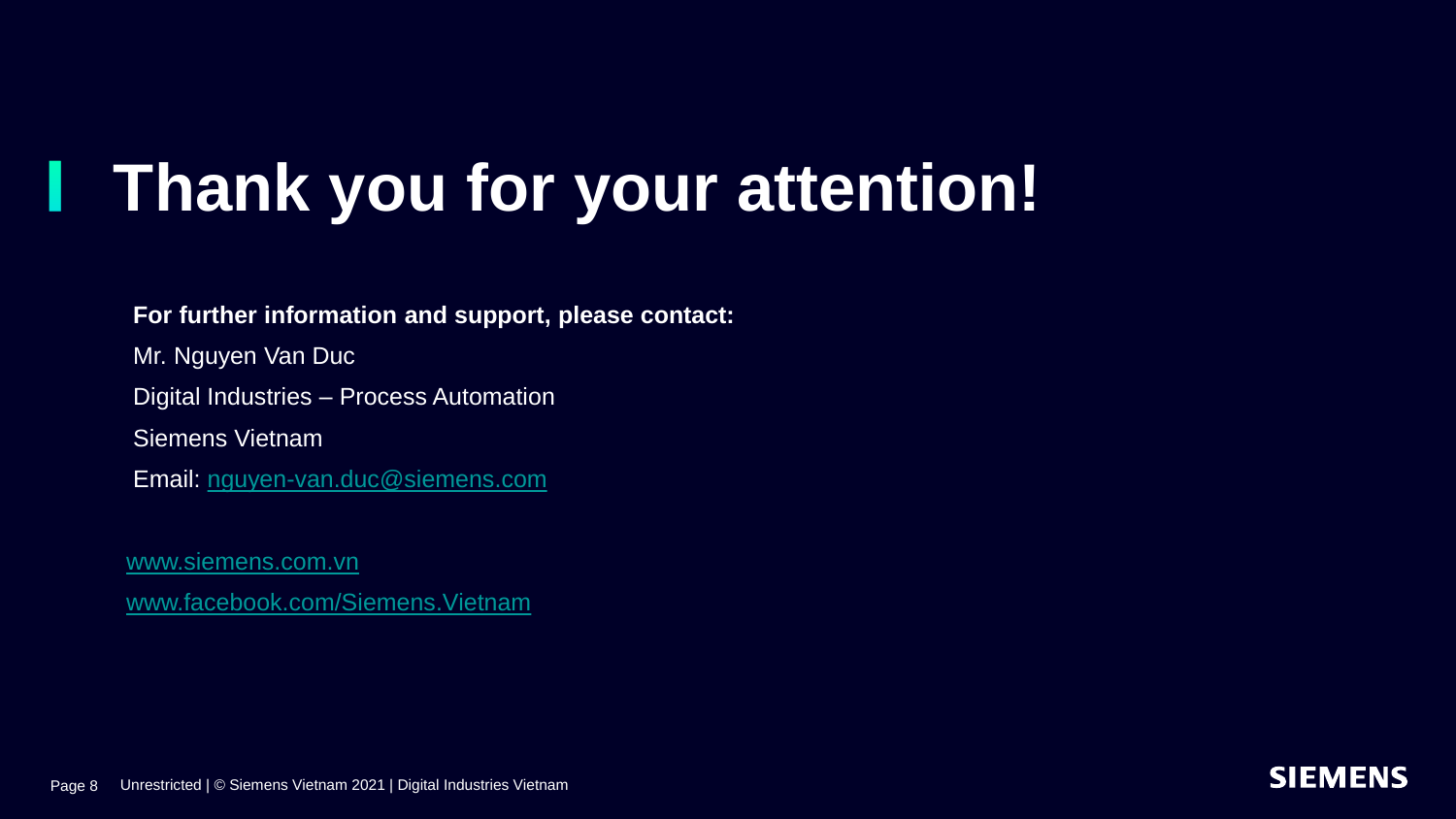# Thank you for your attention!

**For further information and support, please contact:**

Mr. Nguyen Van Duc

Digital Industries – Process Automation

Siemens Vietnam

Email: nguyen-van.duc@siemens.com

www.siemens.com.vn

www.facebook.com/Siemens.Vietnam